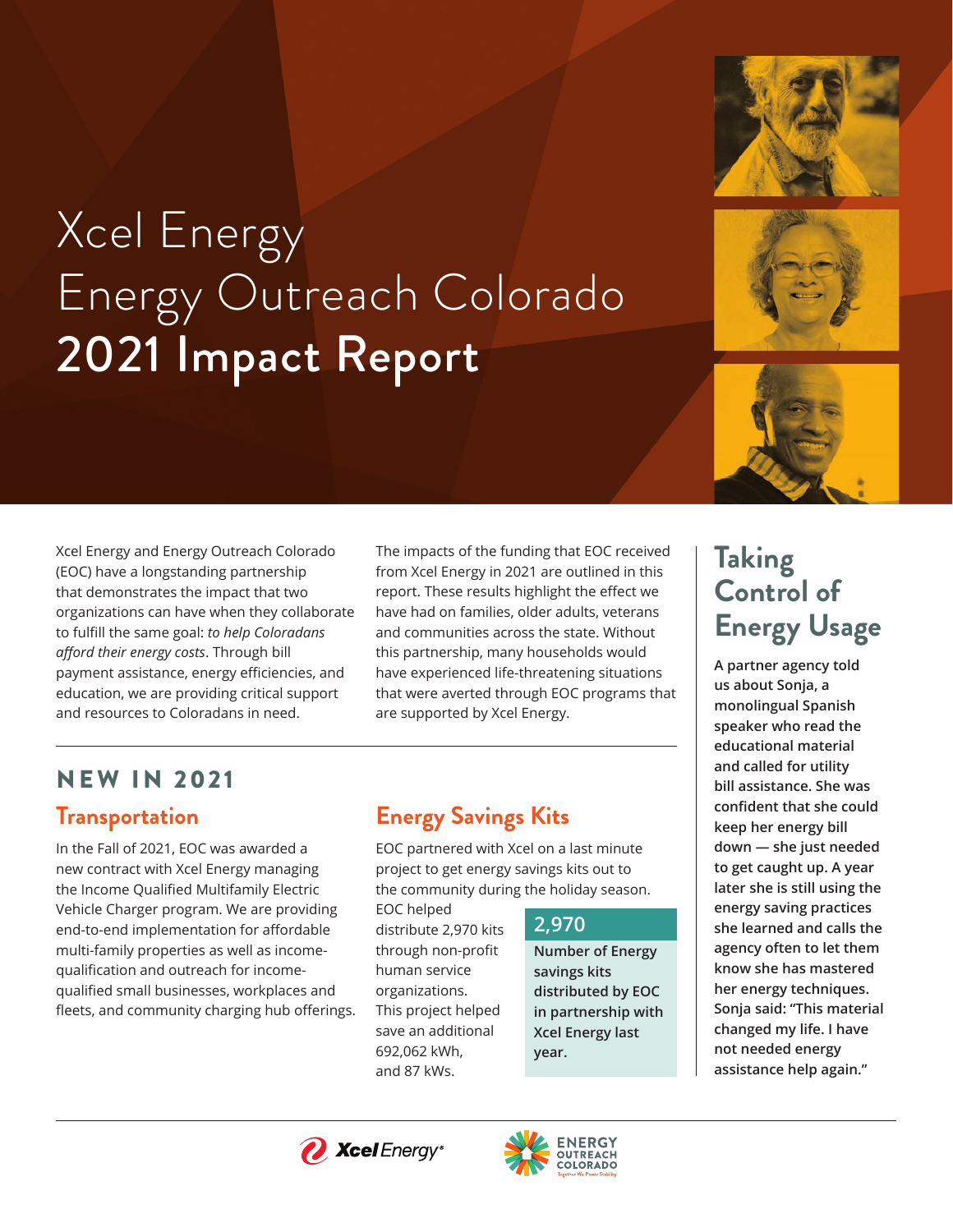# Xcel Energy
# Energy Outreach Colorado
# 2021 Impact Report

Xcel Energy and Energy Outreach Colorado (EOC) have a longstanding partnership that demonstrates the impact that two organizations can have when they collaborate to fulfill the same goal: *to help Coloradans afford their energy costs*. Through bill payment assistance, energy efficiencies, and education, we are providing critical support and resources to Coloradans in need.

The impacts of the funding that EOC received from Xcel Energy in 2021 are outlined in this report. These results highlight the effect we have had on families, older adults, veterans and communities across the state. Without this partnership, many households would have experienced life-threatening situations that were averted through EOC programs that are supported by Xcel Energy.

## NEW IN 2021

### Transportation

In the Fall of 2021, EOC was awarded a new contract with Xcel Energy managing the Income Qualified Multifamily Electric Vehicle Charger program. We are providing end-to-end implementation for affordable multi-family properties as well as income-qualification and outreach for income-qualified small businesses, workplaces and fleets, and community charging hub offerings.

### Energy Savings Kits

EOC partnered with Xcel on a last minute project to get energy savings kits out to the community during the holiday season. EOC helped distribute 2,970 kits through non-profit human service organizations. This project helped save an additional 692,062 kWh, and 87 kWs.

**2,970**

**Number of Energy savings kits distributed by EOC in partnership with Xcel Energy last year.**

## Taking Control of Energy Usage

**A partner agency told us about Sonja, a monolingual Spanish speaker who read the educational material and called for utility bill assistance. She was confident that she could keep her energy bill down — she just needed to get caught up. A year later she is still using the energy saving practices she learned and calls the agency often to let them know she has mastered her energy techniques. Sonja said: "This material changed my life. I have not needed energy assistance help again."**

Xcel Energy®

ENERGY OUTREACH COLORADO
Together We Power Stability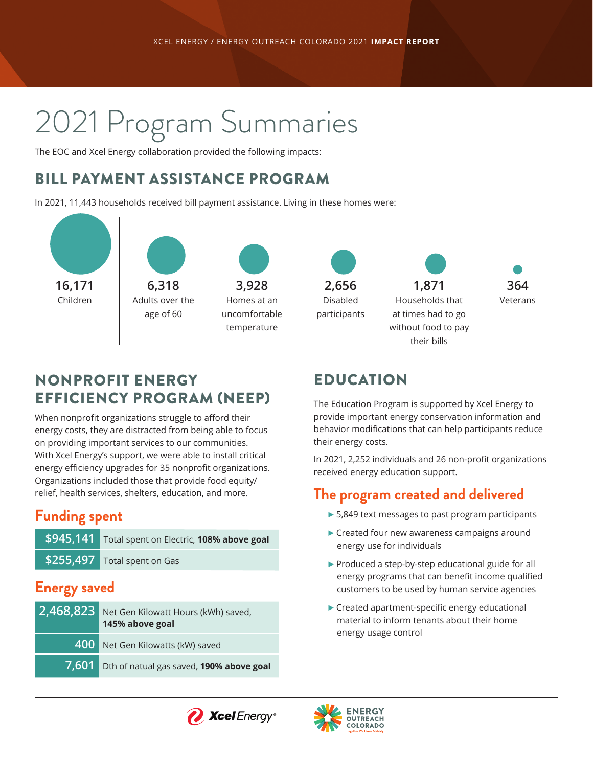# 2021 Program Summaries

The EOC and Xcel Energy collaboration provided the following impacts:

## BILL PAYMENT ASSISTANCE PROGRAM

In 2021, 11,443 households received bill payment assistance. Living in these homes were:

- **16,171** Children
- **6,318** Adults over the age of 60
- **3,928** Homes at an uncomfortable temperature
- **2,656** Disabled participants
- **1,871** Households that at times had to go without food to pay their bills
- **364** Veterans

## NONPROFIT ENERGY EFFICIENCY PROGRAM (NEEP)

When nonprofit organizations struggle to afford their energy costs, they are distracted from being able to focus on providing important services to our communities. With Xcel Energy's support, we were able to install critical energy efficiency upgrades for 35 nonprofit organizations. Organizations included those that provide food equity/ relief, health services, shelters, education, and more.

### Funding spent

| | |
|---|---|
| $945,141 | Total spent on Electric, **108% above goal** |
| $255,497 | Total spent on Gas |

### Energy saved

| | |
|---|---|
| 2,468,823 | Net Gen Kilowatt Hours (kWh) saved, **145% above goal** |
| 400 | Net Gen Kilowatts (kW) saved |
| 7,601 | Dth of natual gas saved, **190% above goal** |

## EDUCATION

The Education Program is supported by Xcel Energy to provide important energy conservation information and behavior modifications that can help participants reduce their energy costs.

In 2021, 2,252 individuals and 26 non-profit organizations received energy education support.

### The program created and delivered

- 5,849 text messages to past program participants
- Created four new awareness campaigns around energy use for individuals
- Produced a step-by-step educational guide for all energy programs that can benefit income qualified customers to be used by human service agencies
- Created apartment-specific energy educational material to inform tenants about their home energy usage control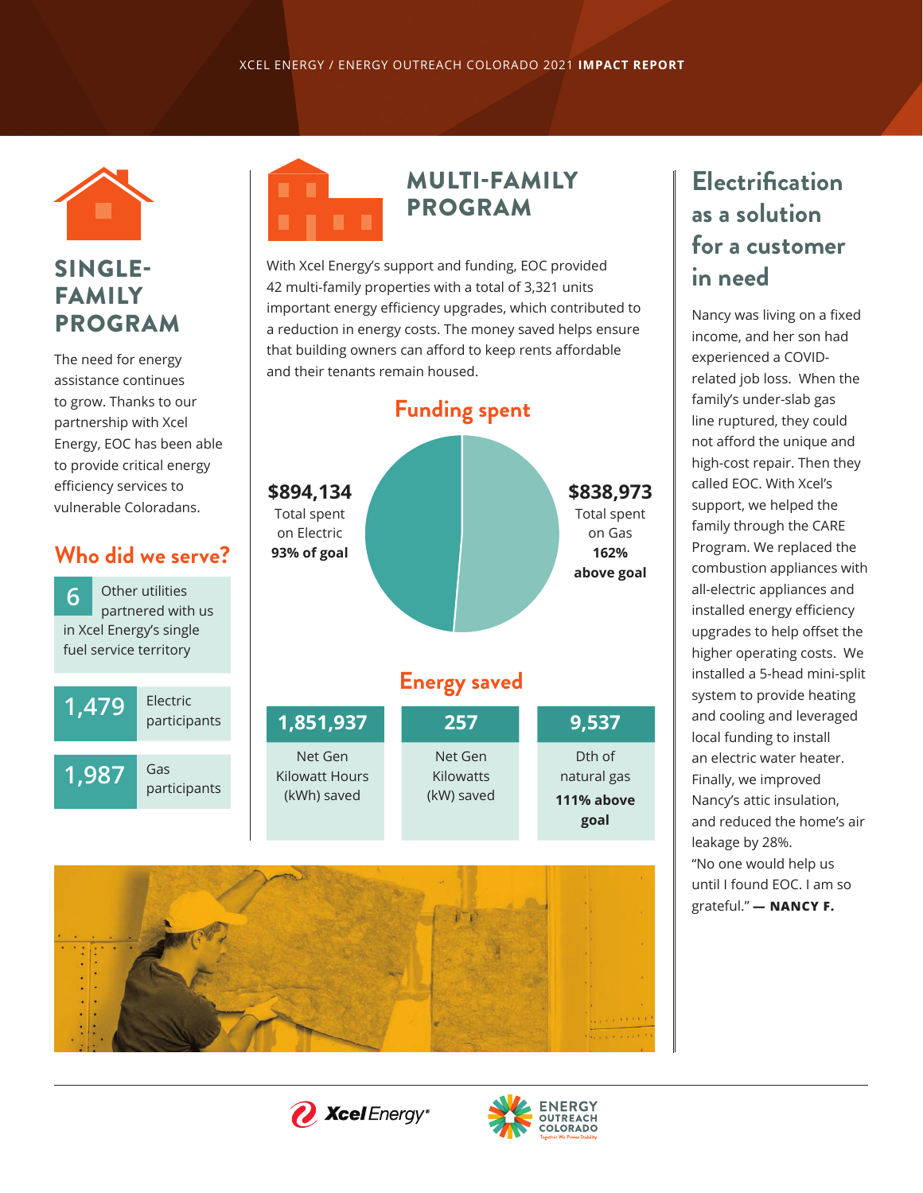## SINGLE-FAMILY PROGRAM

The need for energy assistance continues to grow. Thanks to our partnership with Xcel Energy, EOC has been able to provide critical energy efficiency services to vulnerable Coloradans.

### Who did we serve?

**6** Other utilities partnered with us in Xcel Energy's single fuel service territory

**1,479** Electric participants

**1,987** Gas participants

## MULTI-FAMILY PROGRAM

With Xcel Energy's support and funding, EOC provided 42 multi-family properties with a total of 3,321 units important energy efficiency upgrades, which contributed to a reduction in energy costs. The money saved helps ensure that building owners can afford to keep rents affordable and their tenants remain housed.

### Funding spent

**$894,134** Total spent on Electric **93% of goal**

**$838,973** Total spent on Gas **162% above goal**

### Energy saved

| 1,851,937 | 257 | 9,537 |
|---|---|---|
| Net Gen Kilowatt Hours (kWh) saved | Net Gen Kilowatts (kW) saved | Dth of natural gas **111% above goal** |

## Electrification as a solution for a customer in need

Nancy was living on a fixed income, and her son had experienced a COVID-related job loss. When the family's under-slab gas line ruptured, they could not afford the unique and high-cost repair. Then they called EOC. With Xcel's support, we helped the family through the CARE Program. We replaced the combustion appliances with all-electric appliances and installed energy efficiency upgrades to help offset the higher operating costs. We installed a 5-head mini-split system to provide heating and cooling and leveraged local funding to install an electric water heater. Finally, we improved Nancy's attic insulation, and reduced the home's air leakage by 28%.

"No one would help us until I found EOC. I am so grateful." **— NANCY F.**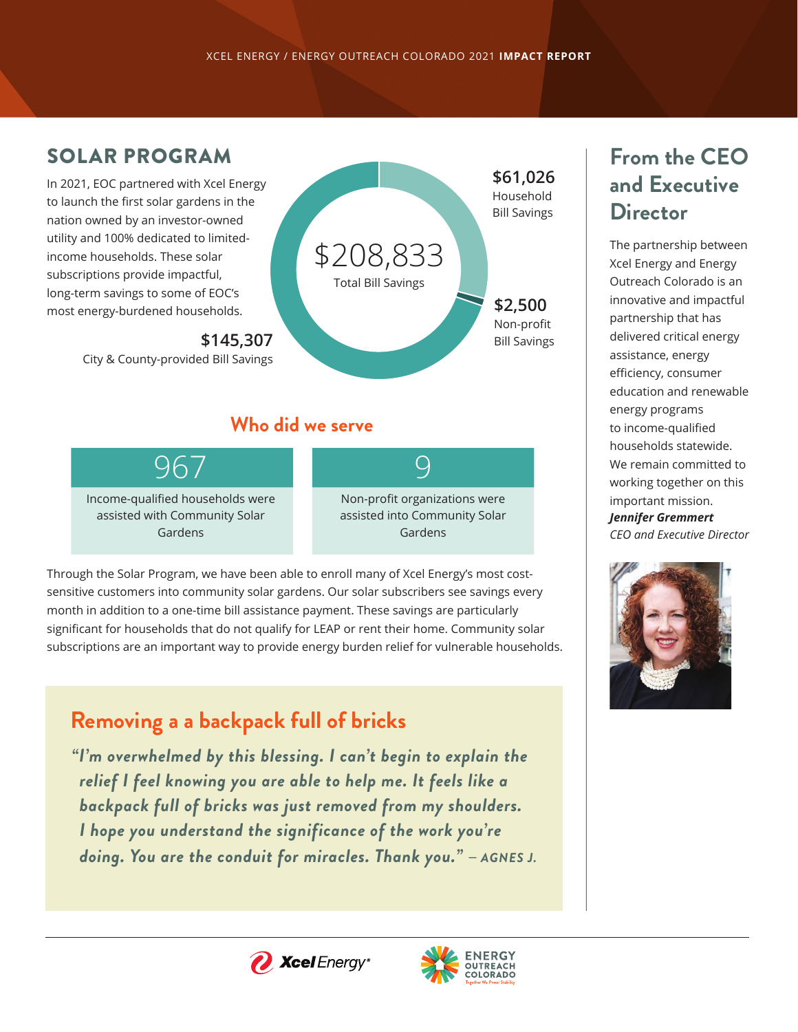## SOLAR PROGRAM

In 2021, EOC partnered with Xcel Energy to launch the first solar gardens in the nation owned by an investor-owned utility and 100% dedicated to limited-income households. These solar subscriptions provide impactful, long-term savings to some of EOC's most energy-burdened households.

$208,833
Total Bill Savings

$61,026
Household Bill Savings

$2,500
Non-profit Bill Savings

$145,307
City & County-provided Bill Savings

### Who did we serve

| 967 | 9 |
|---|---|
| Income-qualified households were assisted with Community Solar Gardens | Non-profit organizations were assisted into Community Solar Gardens |

Through the Solar Program, we have been able to enroll many of Xcel Energy's most cost-sensitive customers into community solar gardens. Our solar subscribers see savings every month in addition to a one-time bill assistance payment. These savings are particularly significant for households that do not qualify for LEAP or rent their home. Community solar subscriptions are an important way to provide energy burden relief for vulnerable households.

### Removing a a backpack full of bricks

*"I'm overwhelmed by this blessing. I can't begin to explain the relief I feel knowing you are able to help me. It feels like a backpack full of bricks was just removed from my shoulders. I hope you understand the significance of the work you're doing. You are the conduit for miracles. Thank you."* – AGNES J.

## From the CEO and Executive Director

The partnership between Xcel Energy and Energy Outreach Colorado is an innovative and impactful partnership that has delivered critical energy assistance, energy efficiency, consumer education and renewable energy programs to income-qualified households statewide. We remain committed to working together on this important mission.

***Jennifer Gremmert***
*CEO and Executive Director*